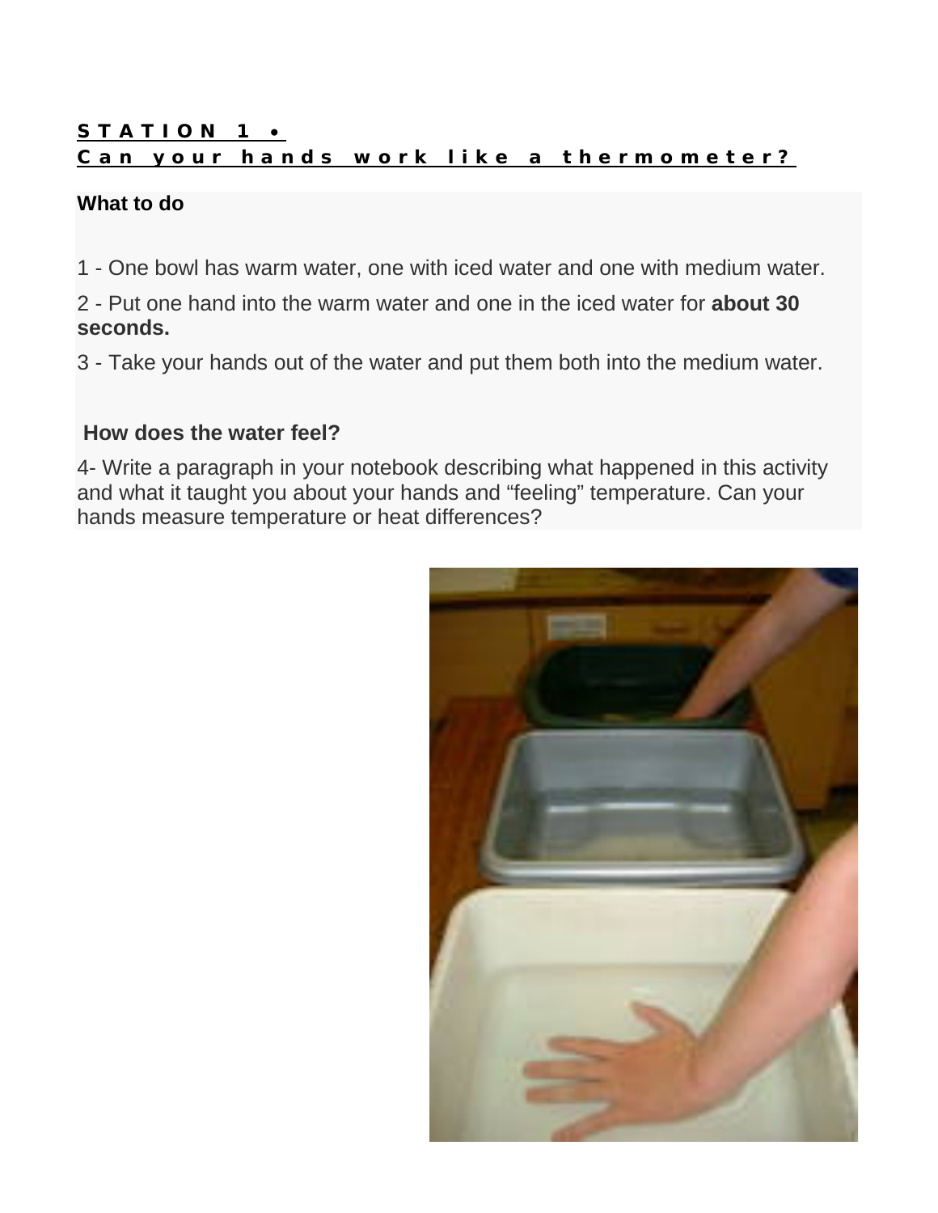## STATION 1 •
## Can your hands work like a thermometer?

**What to do**

1 - One bowl has warm water, one with iced water and one with medium water.

2 - Put one hand into the warm water and one in the iced water for **about 30 seconds.**

3 - Take your hands out of the water and put them both into the medium water.

**How does the water feel?**

4- Write a paragraph in your notebook describing what happened in this activity and what it taught you about your hands and "feeling" temperature. Can your hands measure temperature or heat differences?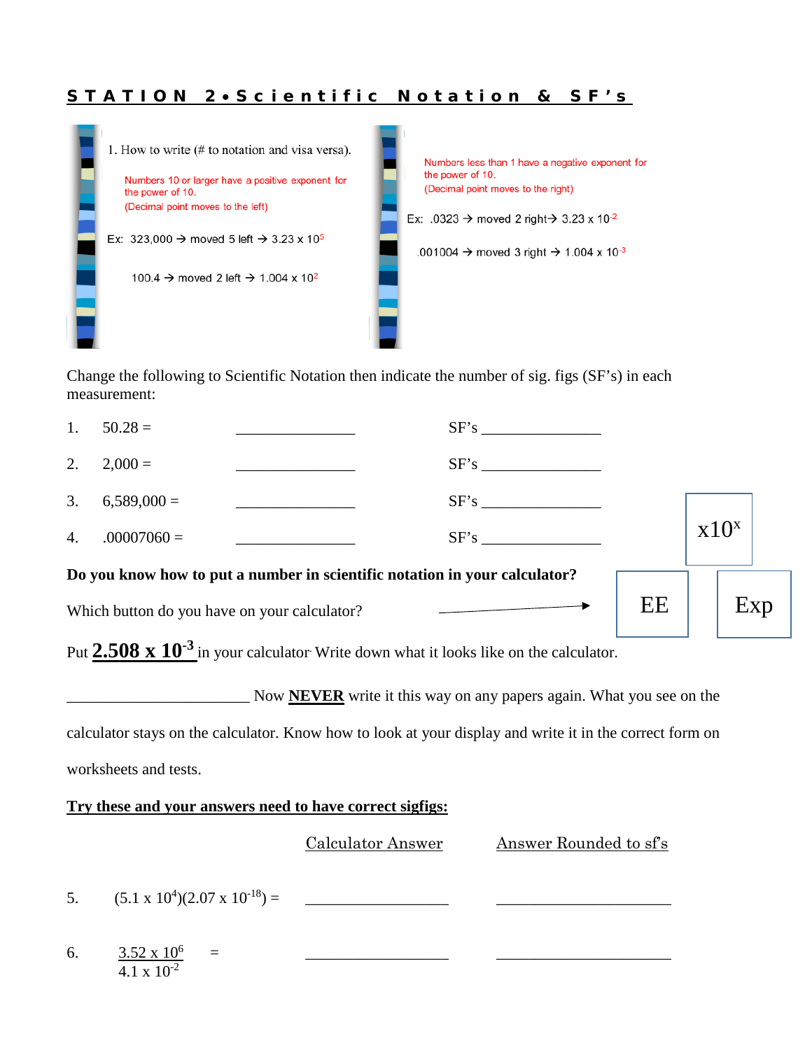# STATION 2 • Scientific Notation & SF's

1. How to write (# to notation and visa versa).

Numbers 10 or larger have a positive exponent for the power of 10.
(Decimal point moves to the left)

Ex: 323,000 → moved 5 left → $3.23 \times 10^{5}$

100.4 → moved 2 left → $1.004 \times 10^{2}$

Numbers less than 1 have a negative exponent for the power of 10.
(Decimal point moves to the right)

Ex: .0323 → moved 2 right → $3.23 \times 10^{-2}$

.001004 → moved 3 right → $1.004 \times 10^{-3}$

Change the following to Scientific Notation then indicate the number of sig. figs (SF's) in each measurement:

1. 50.28 = _______________ SF's _______________
2. 2,000 = _______________ SF's _______________
3. 6,589,000 = _______________ SF's _______________
4. .00007060 = _______________ SF's _______________

**Do you know how to put a number in scientific notation in your calculator?**

Which button do you have on your calculator? → $x10^x$ | EE | Exp

Put **$2.508 \times 10^{-3}$** in your calculator. Write down what it looks like on the calculator.

_______________________ Now **NEVER** write it this way on any papers again. What you see on the calculator stays on the calculator. Know how to look at your display and write it in the correct form on worksheets and tests.

**Try these and your answers need to have correct sigfigs:**

| | Calculator Answer | Answer Rounded to sf's |
|---|---|---|
| 5. $(5.1 \times 10^{4})(2.07 \times 10^{-18})$ = | _______________ | _______________ |
| 6. $\dfrac{3.52 \times 10^{6}}{4.1 \times 10^{-2}}$ = | _______________ | _______________ |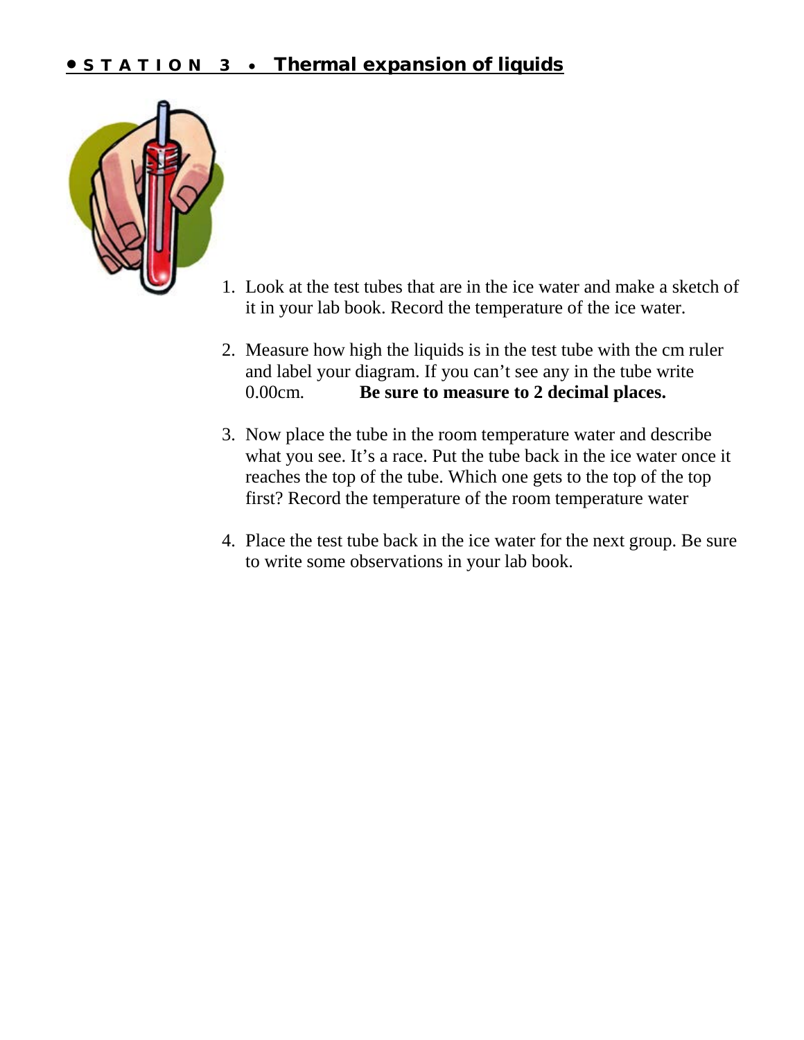## • STATION 3 • Thermal expansion of liquids

1. Look at the test tubes that are in the ice water and make a sketch of it in your lab book. Record the temperature of the ice water.

2. Measure how high the liquids is in the test tube with the cm ruler and label your diagram. If you can't see any in the tube write 0.00cm. **Be sure to measure to 2 decimal places.**

3. Now place the tube in the room temperature water and describe what you see. It's a race. Put the tube back in the ice water once it reaches the top of the tube. Which one gets to the top of the top first? Record the temperature of the room temperature water

4. Place the test tube back in the ice water for the next group. Be sure to write some observations in your lab book.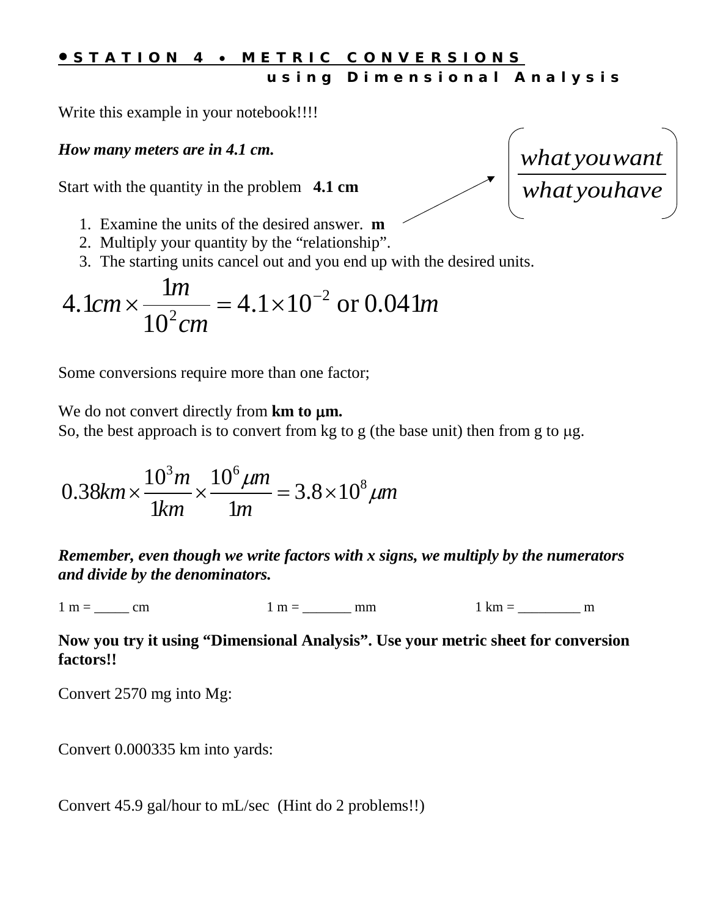## • STATION 4 • METRIC CONVERSIONS
### using Dimensional Analysis

Write this example in your notebook!!!!

***How many meters are in 4.1 cm.***

$$\left(\frac{what\,you\,want}{what\,you\,have}\right)$$

Start with the quantity in the problem **4.1 cm**

1. Examine the units of the desired answer. **m**
2. Multiply your quantity by the "relationship".
3. The starting units cancel out and you end up with the desired units.

$$4.1cm \times \frac{1m}{10^2 cm} = 4.1 \times 10^{-2} \text{ or } 0.041m$$

Some conversions require more than one factor;

We do not convert directly from **km to μm.**
So, the best approach is to convert from kg to g (the base unit) then from g to μg.

$$0.38km \times \frac{10^3 m}{1km} \times \frac{10^6 \mu m}{1m} = 3.8 \times 10^8 \mu m$$

***Remember, even though we write factors with x signs, we multiply by the numerators and divide by the denominators.***

1 m = _____ cm     1 m = _______ mm     1 km = _________ m

**Now you try it using "Dimensional Analysis". Use your metric sheet for conversion factors!!**

Convert 2570 mg into Mg:

Convert 0.000335 km into yards:

Convert 45.9 gal/hour to mL/sec (Hint do 2 problems!!)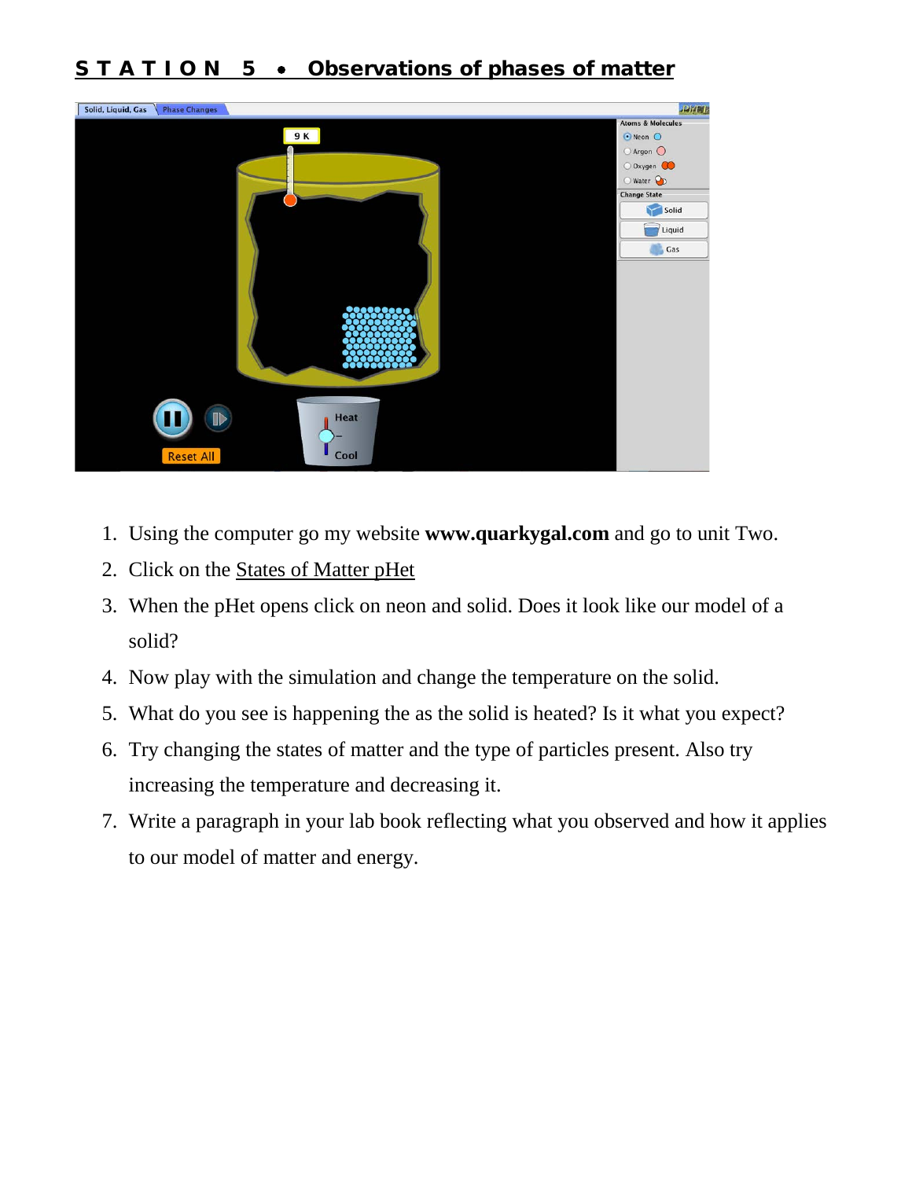## **S T A T I O N 5 • Observations of phases of matter**

1. Using the computer go my website **www.quarkygal.com** and go to unit Two.
2. Click on the States of Matter pHet
3. When the pHet opens click on neon and solid. Does it look like our model of a solid?
4. Now play with the simulation and change the temperature on the solid.
5. What do you see is happening the as the solid is heated? Is it what you expect?
6. Try changing the states of matter and the type of particles present. Also try increasing the temperature and decreasing it.
7. Write a paragraph in your lab book reflecting what you observed and how it applies to our model of matter and energy.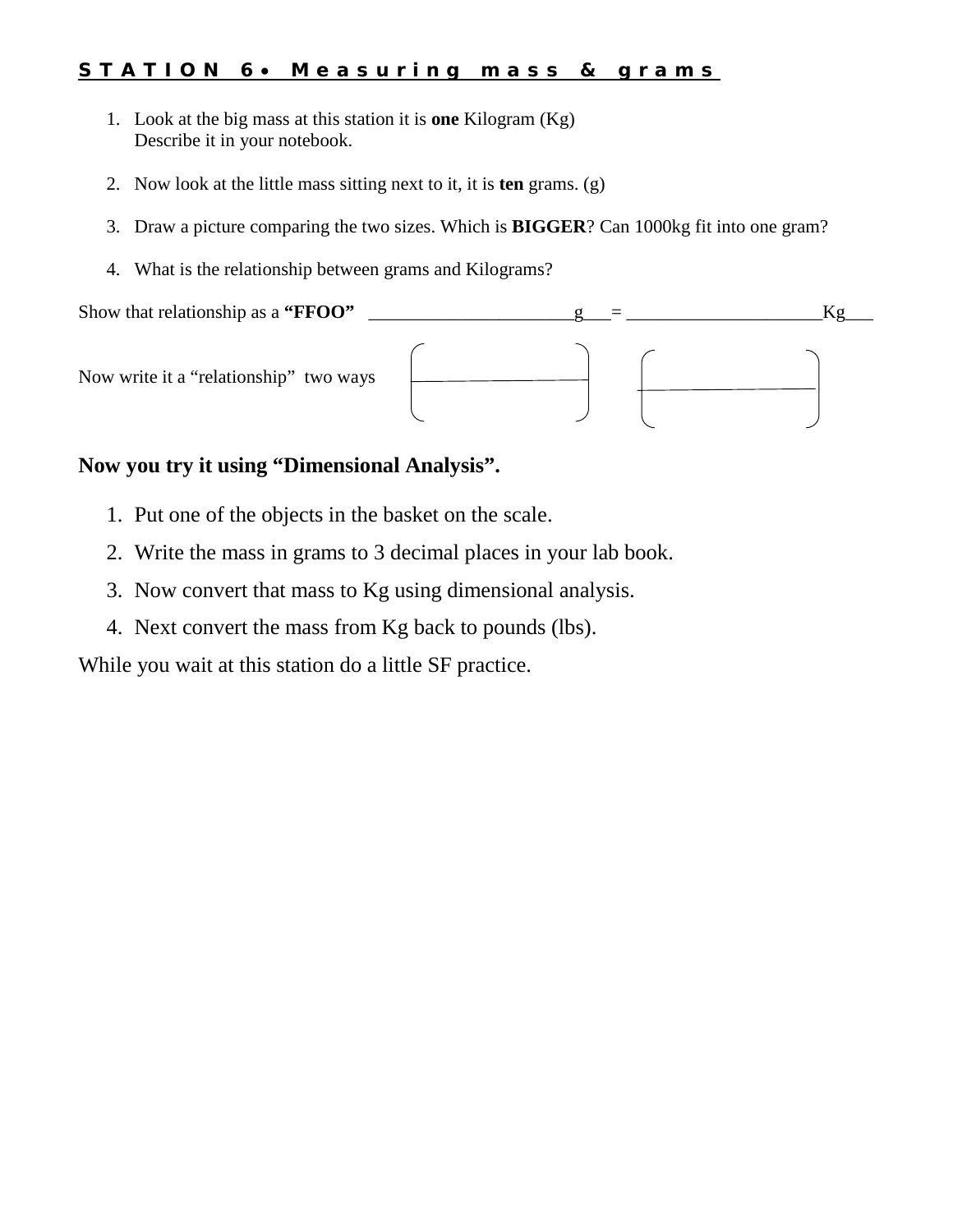## STATION 6 • Measuring mass & grams

1. Look at the big mass at this station it is **one** Kilogram (Kg)
   Describe it in your notebook.

2. Now look at the little mass sitting next to it, it is **ten** grams. (g)

3. Draw a picture comparing the two sizes. Which is **BIGGER**? Can 1000kg fit into one gram?

4. What is the relationship between grams and Kilograms?

Show that relationship as a **"FFOO"** ______________________g___= _____________________Kg___

Now write it a "relationship" two ways

$$\left(\frac{\qquad\qquad}{\qquad\qquad}\right) \qquad \left(\frac{\qquad\qquad}{\qquad\qquad}\right)$$

**Now you try it using "Dimensional Analysis".**

1. Put one of the objects in the basket on the scale.
2. Write the mass in grams to 3 decimal places in your lab book.
3. Now convert that mass to Kg using dimensional analysis.
4. Next convert the mass from Kg back to pounds (lbs).

While you wait at this station do a little SF practice.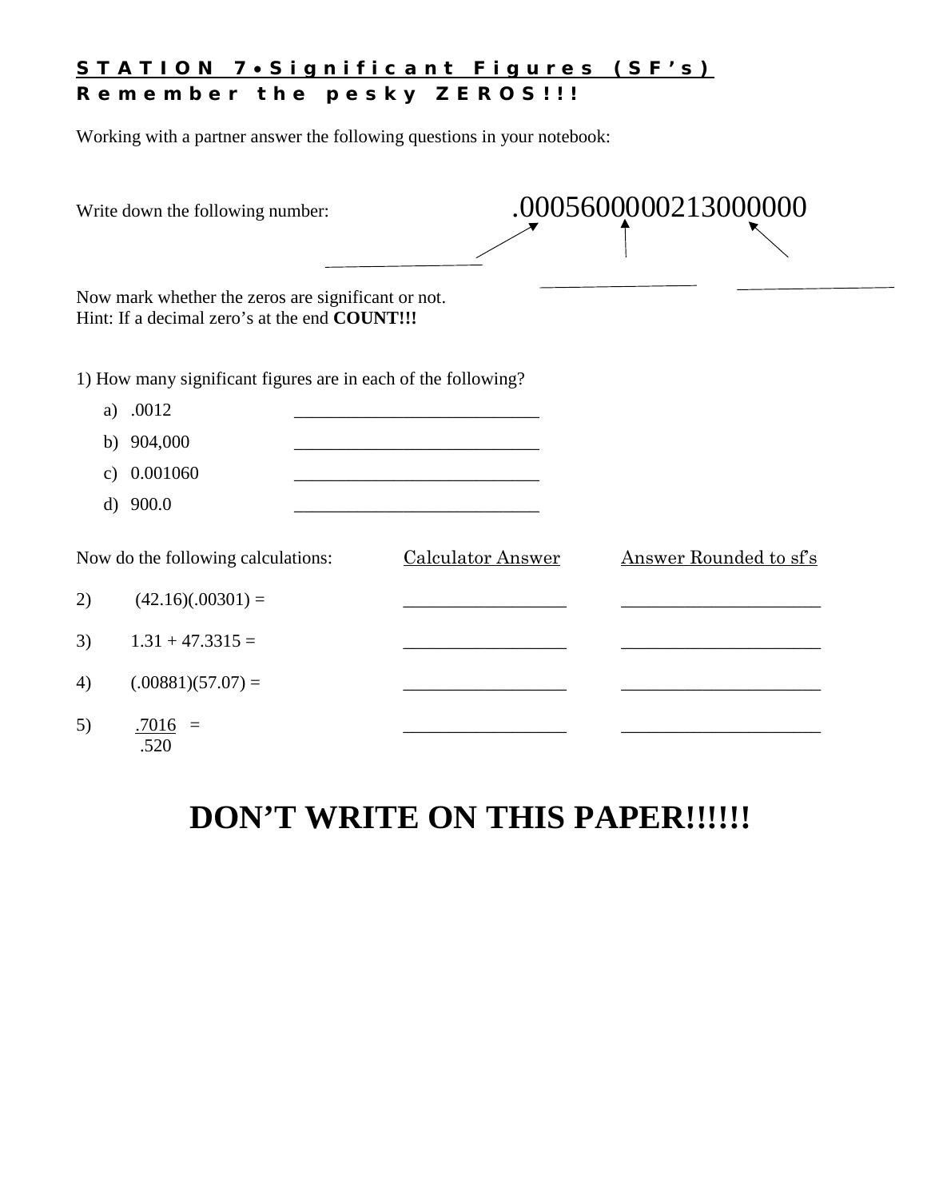## STATION 7 • Significant Figures (SF's)
## Remember the pesky ZEROS!!!

Working with a partner answer the following questions in your notebook:

Write down the following number: .0005600000213000000

\_\_\_\_\_\_\_\_\_\_\_\_\_\_\_\_ \_\_\_\_\_\_\_\_\_\_\_\_\_\_\_\_ \_\_\_\_\_\_\_\_\_\_\_\_\_\_\_\_

Now mark whether the zeros are significant or not.
Hint: If a decimal zero's at the end **COUNT!!!**

1) How many significant figures are in each of the following?

a) .0012 \_\_\_\_\_\_\_\_\_\_\_\_\_\_\_\_\_\_\_\_\_\_\_\_\_\_\_

b) 904,000 \_\_\_\_\_\_\_\_\_\_\_\_\_\_\_\_\_\_\_\_\_\_\_\_\_\_\_

c) 0.001060 \_\_\_\_\_\_\_\_\_\_\_\_\_\_\_\_\_\_\_\_\_\_\_\_\_\_\_

d) 900.0 \_\_\_\_\_\_\_\_\_\_\_\_\_\_\_\_\_\_\_\_\_\_\_\_\_\_\_

| Now do the following calculations: | Calculator Answer | Answer Rounded to sf's |
|---|---|---|
| 2) (42.16)(.00301) = | \_\_\_\_\_\_\_\_\_\_\_\_\_\_\_\_\_\_ | \_\_\_\_\_\_\_\_\_\_\_\_\_\_\_\_\_\_\_\_\_\_ |
| 3) 1.31 + 47.3315 = | \_\_\_\_\_\_\_\_\_\_\_\_\_\_\_\_\_\_ | \_\_\_\_\_\_\_\_\_\_\_\_\_\_\_\_\_\_\_\_\_\_ |
| 4) (.00881)(57.07) = | \_\_\_\_\_\_\_\_\_\_\_\_\_\_\_\_\_\_ | \_\_\_\_\_\_\_\_\_\_\_\_\_\_\_\_\_\_\_\_\_\_ |
| 5) $\frac{.7016}{.520}$ = | \_\_\_\_\_\_\_\_\_\_\_\_\_\_\_\_\_\_ | \_\_\_\_\_\_\_\_\_\_\_\_\_\_\_\_\_\_\_\_\_\_ |

# DON'T WRITE ON THIS PAPER!!!!!!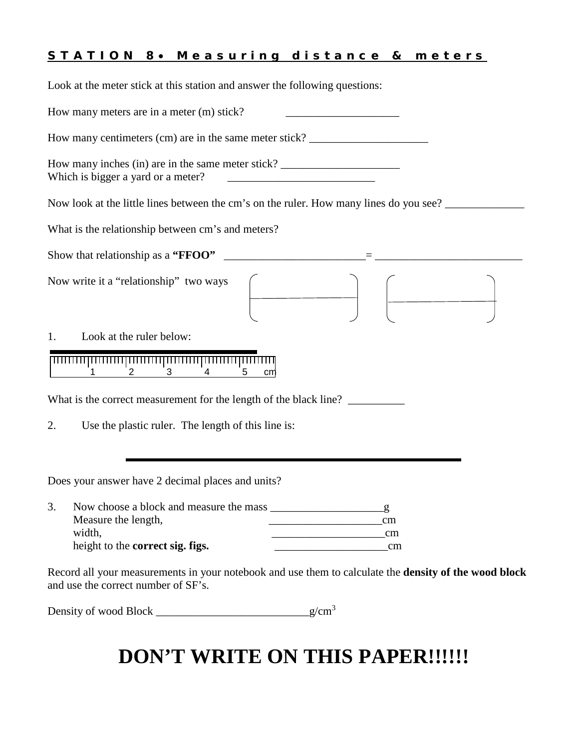## STATION 8 • Measuring distance & meters

Look at the meter stick at this station and answer the following questions:

How many meters are in a meter (m) stick? ____________________

How many centimeters (cm) are in the same meter stick? _____________________

How many inches (in) are in the same meter stick? _____________________

Which is bigger a yard or a meter? ___________________________

Now look at the little lines between the cm's on the ruler. How many lines do you see? ______________

What is the relationship between cm's and meters?

Show that relationship as a **"FFOO"** _________________________= __________________________

Now write it a "relationship" two ways

1. Look at the ruler below:

1 2 3 4 5 cm

What is the correct measurement for the length of the black line? __________

2. Use the plastic ruler. The length of this line is:

Does your answer have 2 decimal places and units?

3. Now choose a block and measure the mass ____________________g
   Measure the length, ____________________cm
   width, ____________________cm
   height to the **correct sig. figs.** ____________________cm

Record all your measurements in your notebook and use them to calculate the **density of the wood block** and use the correct number of SF's.

Density of wood Block ___________________________$g/cm^3$

# DON'T WRITE ON THIS PAPER!!!!!!